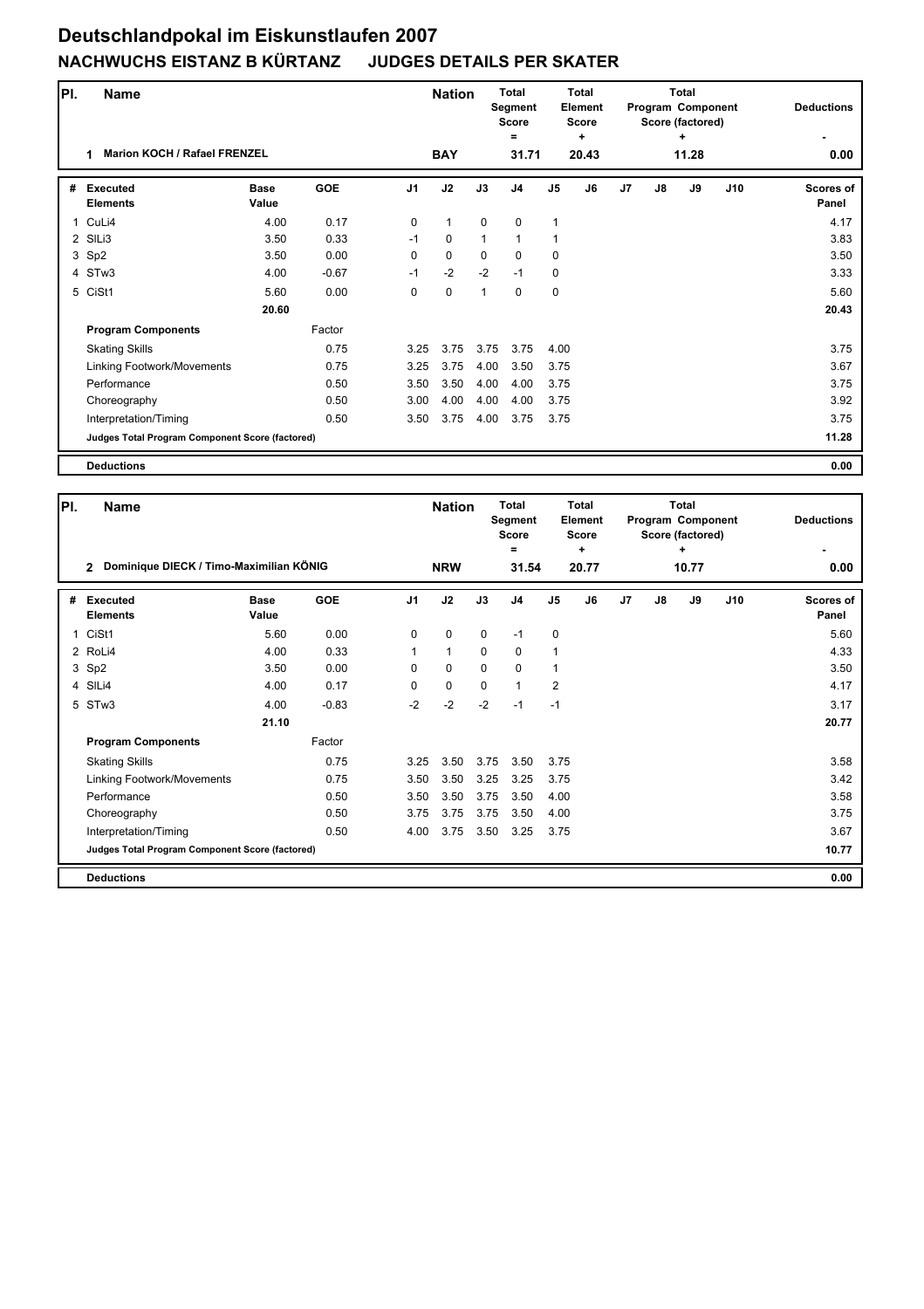# Deutschlandpokal im Eiskunstlaufen 2007

## NACHWUCHS EISTANZ B KÜRTANZ JUDGES DETAILS PER SKATER

| Pl. | Name | Nation | Total Segment Score = | Total Element Score + | Total Program Component Score (factored) + | Deductions - |
|---|---|---|---|---|---|---|
| 1 | Marion KOCH / Rafael FRENZEL | BAY | 31.71 | 20.43 | 11.28 | 0.00 |

| # | Executed Elements | Base Value | GOE | J1 | J2 | J3 | J4 | J5 | J6 | J7 | J8 | J9 | J10 | Scores of Panel |
|---|---|---|---|---|---|---|---|---|---|---|---|---|---|---|
| 1 | CuLi4 | 4.00 | 0.17 | 0 | 1 | 0 | 0 | 1 | | | | | | 4.17 |
| 2 | SlLi3 | 3.50 | 0.33 | -1 | 0 | 1 | 1 | 1 | | | | | | 3.83 |
| 3 | Sp2 | 3.50 | 0.00 | 0 | 0 | 0 | 0 | 0 | | | | | | 3.50 |
| 4 | STw3 | 4.00 | -0.67 | -1 | -2 | -2 | -1 | 0 | | | | | | 3.33 |
| 5 | CiSt1 | 5.60 | 0.00 | 0 | 0 | 1 | 0 | 0 | | | | | | 5.60 |
| | | 20.60 | | | | | | | | | | | | 20.43 |
| | **Program Components** | | Factor | | | | | | | | | | | |
| | Skating Skills | | 0.75 | 3.25 | 3.75 | 3.75 | 3.75 | 4.00 | | | | | | 3.75 |
| | Linking Footwork/Movements | | 0.75 | 3.25 | 3.75 | 4.00 | 3.50 | 3.75 | | | | | | 3.67 |
| | Performance | | 0.50 | 3.50 | 3.50 | 4.00 | 4.00 | 3.75 | | | | | | 3.75 |
| | Choreography | | 0.50 | 3.00 | 4.00 | 4.00 | 4.00 | 3.75 | | | | | | 3.92 |
| | Interpretation/Timing | | 0.50 | 3.50 | 3.75 | 4.00 | 3.75 | 3.75 | | | | | | 3.75 |
| | **Judges Total Program Component Score (factored)** | | | | | | | | | | | | | 11.28 |
| | **Deductions** | | | | | | | | | | | | | 0.00 |

| Pl. | Name | Nation | Total Segment Score = | Total Element Score + | Total Program Component Score (factored) + | Deductions - |
|---|---|---|---|---|---|---|
| 2 | Dominique DIECK / Timo-Maximilian KÖNIG | NRW | 31.54 | 20.77 | 10.77 | 0.00 |

| # | Executed Elements | Base Value | GOE | J1 | J2 | J3 | J4 | J5 | J6 | J7 | J8 | J9 | J10 | Scores of Panel |
|---|---|---|---|---|---|---|---|---|---|---|---|---|---|---|
| 1 | CiSt1 | 5.60 | 0.00 | 0 | 0 | 0 | -1 | 0 | | | | | | 5.60 |
| 2 | RoLi4 | 4.00 | 0.33 | 1 | 1 | 0 | 0 | 1 | | | | | | 4.33 |
| 3 | Sp2 | 3.50 | 0.00 | 0 | 0 | 0 | 0 | 1 | | | | | | 3.50 |
| 4 | SlLi4 | 4.00 | 0.17 | 0 | 0 | 0 | 1 | 2 | | | | | | 4.17 |
| 5 | STw3 | 4.00 | -0.83 | -2 | -2 | -2 | -1 | -1 | | | | | | 3.17 |
| | | 21.10 | | | | | | | | | | | | 20.77 |
| | **Program Components** | | Factor | | | | | | | | | | | |
| | Skating Skills | | 0.75 | 3.25 | 3.50 | 3.75 | 3.50 | 3.75 | | | | | | 3.58 |
| | Linking Footwork/Movements | | 0.75 | 3.50 | 3.50 | 3.25 | 3.25 | 3.75 | | | | | | 3.42 |
| | Performance | | 0.50 | 3.50 | 3.50 | 3.75 | 3.50 | 4.00 | | | | | | 3.58 |
| | Choreography | | 0.50 | 3.75 | 3.75 | 3.75 | 3.50 | 4.00 | | | | | | 3.75 |
| | Interpretation/Timing | | 0.50 | 4.00 | 3.75 | 3.50 | 3.25 | 3.75 | | | | | | 3.67 |
| | **Judges Total Program Component Score (factored)** | | | | | | | | | | | | | 10.77 |
| | **Deductions** | | | | | | | | | | | | | 0.00 |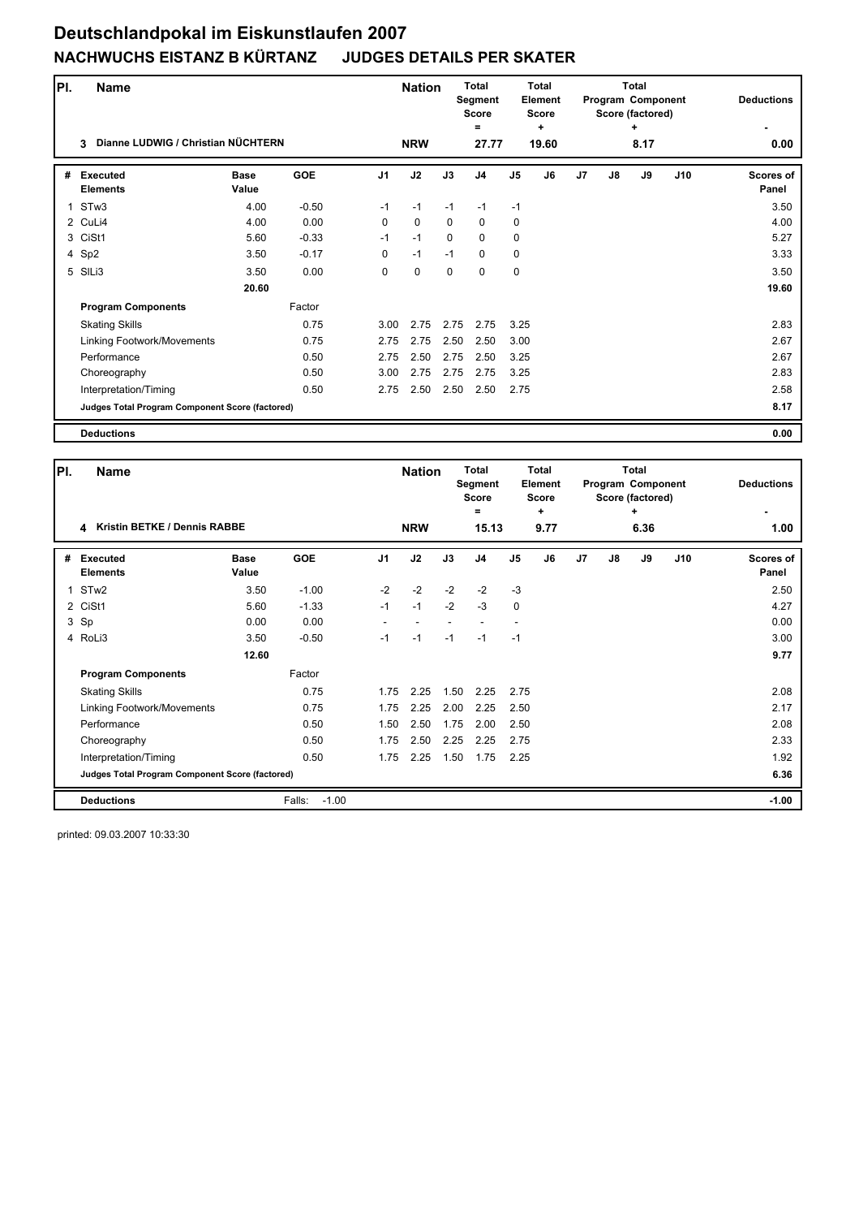# Deutschlandpokal im Eiskunstlaufen 2007

## NACHWUCHS EISTANZ B KÜRTANZ     JUDGES DETAILS PER SKATER

| Pl. | Name | | | Nation | Total Segment Score = | Total Element Score + | Total Program Component Score (factored) + | Deductions - |
|---|---|---|---|---|---|---|---|---|
| 3 | Dianne LUDWIG / Christian NÜCHTERN | | | NRW | 27.77 | 19.60 | 8.17 | 0.00 |

| # | Executed Elements | Base Value | GOE | J1 | J2 | J3 | J4 | J5 | J6 | J7 | J8 | J9 | J10 | Scores of Panel |
|---|---|---|---|---|---|---|---|---|---|---|---|---|---|---|
| 1 | STw3 | 4.00 | -0.50 | -1 | -1 | -1 | -1 | -1 | | | | | | 3.50 |
| 2 | CuLi4 | 4.00 | 0.00 | 0 | 0 | 0 | 0 | 0 | | | | | | 4.00 |
| 3 | CiSt1 | 5.60 | -0.33 | -1 | -1 | 0 | 0 | 0 | | | | | | 5.27 |
| 4 | Sp2 | 3.50 | -0.17 | 0 | -1 | -1 | 0 | 0 | | | | | | 3.33 |
| 5 | SlLi3 | 3.50 | 0.00 | 0 | 0 | 0 | 0 | 0 | | | | | | 3.50 |
| | | 20.60 | | | | | | | | | | | | 19.60 |
| | **Program Components** | | Factor | | | | | | | | | | | |
| | Skating Skills | | 0.75 | 3.00 | 2.75 | 2.75 | 2.75 | 3.25 | | | | | | 2.83 |
| | Linking Footwork/Movements | | 0.75 | 2.75 | 2.75 | 2.50 | 2.50 | 3.00 | | | | | | 2.67 |
| | Performance | | 0.50 | 2.75 | 2.50 | 2.75 | 2.50 | 3.25 | | | | | | 2.67 |
| | Choreography | | 0.50 | 3.00 | 2.75 | 2.75 | 2.75 | 3.25 | | | | | | 2.83 |
| | Interpretation/Timing | | 0.50 | 2.75 | 2.50 | 2.50 | 2.50 | 2.75 | | | | | | 2.58 |
| | **Judges Total Program Component Score (factored)** | | | | | | | | | | | | | 8.17 |
| | **Deductions** | | | | | | | | | | | | | 0.00 |

| Pl. | Name | | | Nation | Total Segment Score = | Total Element Score + | Total Program Component Score (factored) + | Deductions - |
|---|---|---|---|---|---|---|---|---|
| 4 | Kristin BETKE / Dennis RABBE | | | NRW | 15.13 | 9.77 | 6.36 | 1.00 |

| # | Executed Elements | Base Value | GOE | J1 | J2 | J3 | J4 | J5 | J6 | J7 | J8 | J9 | J10 | Scores of Panel |
|---|---|---|---|---|---|---|---|---|---|---|---|---|---|---|
| 1 | STw2 | 3.50 | -1.00 | -2 | -2 | -2 | -2 | -3 | | | | | | 2.50 |
| 2 | CiSt1 | 5.60 | -1.33 | -1 | -1 | -2 | -3 | 0 | | | | | | 4.27 |
| 3 | Sp | 0.00 | 0.00 | - | - | - | - | - | | | | | | 0.00 |
| 4 | RoLi3 | 3.50 | -0.50 | -1 | -1 | -1 | -1 | -1 | | | | | | 3.00 |
| | | 12.60 | | | | | | | | | | | | 9.77 |
| | **Program Components** | | Factor | | | | | | | | | | | |
| | Skating Skills | | 0.75 | 1.75 | 2.25 | 1.50 | 2.25 | 2.75 | | | | | | 2.08 |
| | Linking Footwork/Movements | | 0.75 | 1.75 | 2.25 | 2.00 | 2.25 | 2.50 | | | | | | 2.17 |
| | Performance | | 0.50 | 1.50 | 2.50 | 1.75 | 2.00 | 2.50 | | | | | | 2.08 |
| | Choreography | | 0.50 | 1.75 | 2.50 | 2.25 | 2.25 | 2.75 | | | | | | 2.33 |
| | Interpretation/Timing | | 0.50 | 1.75 | 2.25 | 1.50 | 1.75 | 2.25 | | | | | | 1.92 |
| | **Judges Total Program Component Score (factored)** | | | | | | | | | | | | | 6.36 |
| | **Deductions** | | Falls: -1.00 | | | | | | | | | | | -1.00 |

printed: 09.03.2007 10:33:30